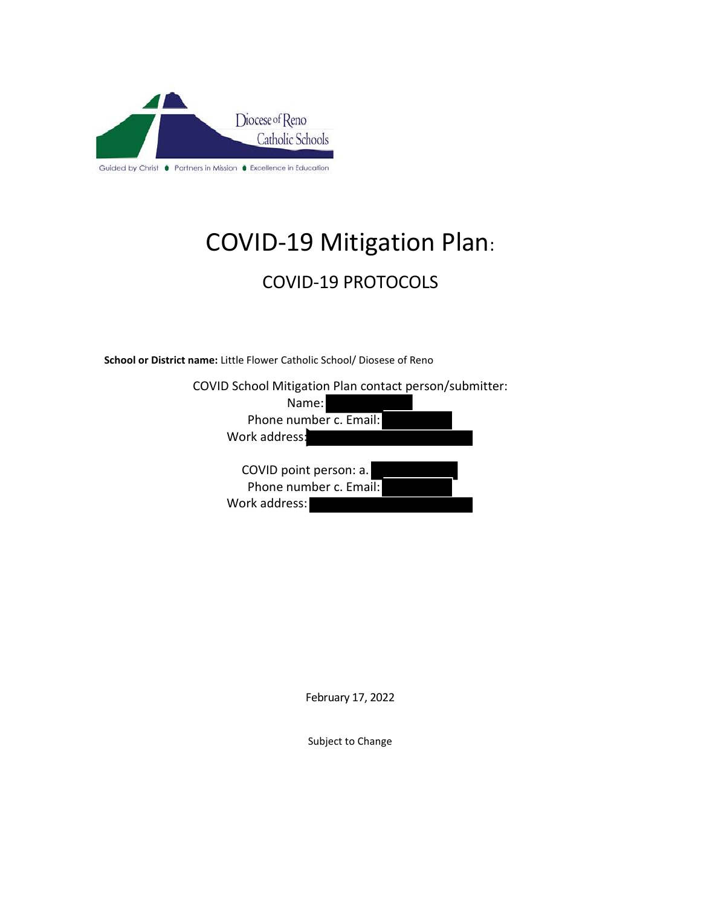Diocese of Reno Catholic Schools

Guided by Christ • Partners in Mission • Excellence in Education

# COVID-19 Mitigation Plan:

## COVID-19 PROTOCOLS

**School or District name:** Little Flower Catholic School/ Diosese of Reno

COVID School Mitigation Plan contact person/submitter:

Name:

Phone number c. Email:

Work address:

COVID point person: a.

Phone number c. Email:

Work address:

February 17, 2022

Subject to Change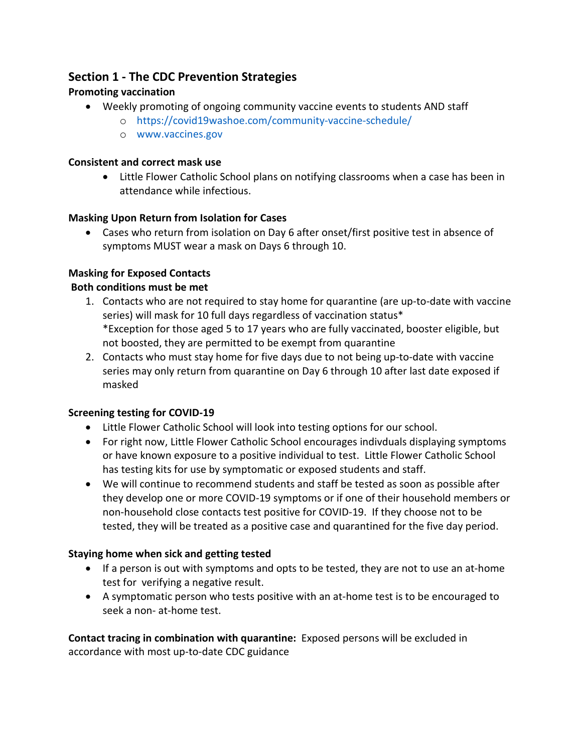## Section 1 - The CDC Prevention Strategies

**Promoting vaccination**

- Weekly promoting of ongoing community vaccine events to students AND staff
  - https://covid19washoe.com/community-vaccine-schedule/
  - www.vaccines.gov

**Consistent and correct mask use**

- Little Flower Catholic School plans on notifying classrooms when a case has been in attendance while infectious.

**Masking Upon Return from Isolation for Cases**

- Cases who return from isolation on Day 6 after onset/first positive test in absence of symptoms MUST wear a mask on Days 6 through 10.

**Masking for Exposed Contacts**

**Both conditions must be met**

1. Contacts who are not required to stay home for quarantine (are up-to-date with vaccine series) will mask for 10 full days regardless of vaccination status*
   *Exception for those aged 5 to 17 years who are fully vaccinated, booster eligible, but not boosted, they are permitted to be exempt from quarantine
2. Contacts who must stay home for five days due to not being up-to-date with vaccine series may only return from quarantine on Day 6 through 10 after last date exposed if masked

**Screening testing for COVID-19**

- Little Flower Catholic School will look into testing options for our school.
- For right now, Little Flower Catholic School encourages indivduals displaying symptoms or have known exposure to a positive individual to test. Little Flower Catholic School has testing kits for use by symptomatic or exposed students and staff.
- We will continue to recommend students and staff be tested as soon as possible after they develop one or more COVID-19 symptoms or if one of their household members or non-household close contacts test positive for COVID-19. If they choose not to be tested, they will be treated as a positive case and quarantined for the five day period.

**Staying home when sick and getting tested**

- If a person is out with symptoms and opts to be tested, they are not to use an at-home test for verifying a negative result.
- A symptomatic person who tests positive with an at-home test is to be encouraged to seek a non- at-home test.

**Contact tracing in combination with quarantine:** Exposed persons will be excluded in accordance with most up-to-date CDC guidance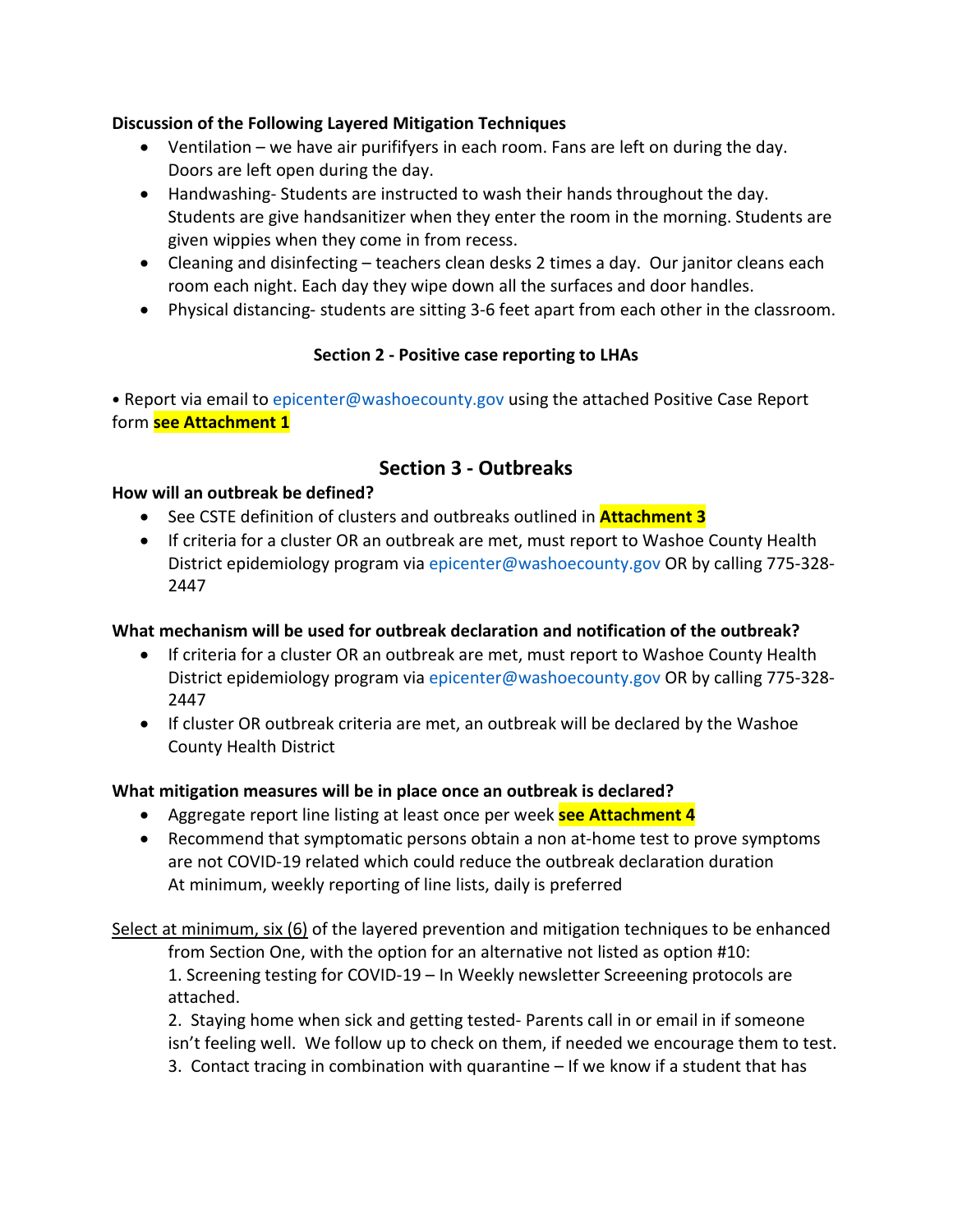**Discussion of the Following Layered Mitigation Techniques**

- Ventilation – we have air purififyers in each room. Fans are left on during the day. Doors are left open during the day.
- Handwashing- Students are instructed to wash their hands throughout the day. Students are give handsanitizer when they enter the room in the morning. Students are given wippies when they come in from recess.
- Cleaning and disinfecting – teachers clean desks 2 times a day. Our janitor cleans each room each night. Each day they wipe down all the surfaces and door handles.
- Physical distancing- students are sitting 3-6 feet apart from each other in the classroom.

**Section 2 - Positive case reporting to LHAs**

• Report via email to epicenter@washoecounty.gov using the attached Positive Case Report form **see Attachment 1**

## Section 3 - Outbreaks

**How will an outbreak be defined?**

- See CSTE definition of clusters and outbreaks outlined in **Attachment 3**
- If criteria for a cluster OR an outbreak are met, must report to Washoe County Health District epidemiology program via epicenter@washoecounty.gov OR by calling 775-328-2447

**What mechanism will be used for outbreak declaration and notification of the outbreak?**

- If criteria for a cluster OR an outbreak are met, must report to Washoe County Health District epidemiology program via epicenter@washoecounty.gov OR by calling 775-328-2447
- If cluster OR outbreak criteria are met, an outbreak will be declared by the Washoe County Health District

**What mitigation measures will be in place once an outbreak is declared?**

- Aggregate report line listing at least once per week **see Attachment 4**
- Recommend that symptomatic persons obtain a non at-home test to prove symptoms are not COVID-19 related which could reduce the outbreak declaration duration
  At minimum, weekly reporting of line lists, daily is preferred

<u>Select at minimum, six (6)</u> of the layered prevention and mitigation techniques to be enhanced from Section One, with the option for an alternative not listed as option #10:

1. Screening testing for COVID-19 – In Weekly newsletter Screeening protocols are attached.
2. Staying home when sick and getting tested- Parents call in or email in if someone isn't feeling well. We follow up to check on them, if needed we encourage them to test.
3. Contact tracing in combination with quarantine – If we know if a student that has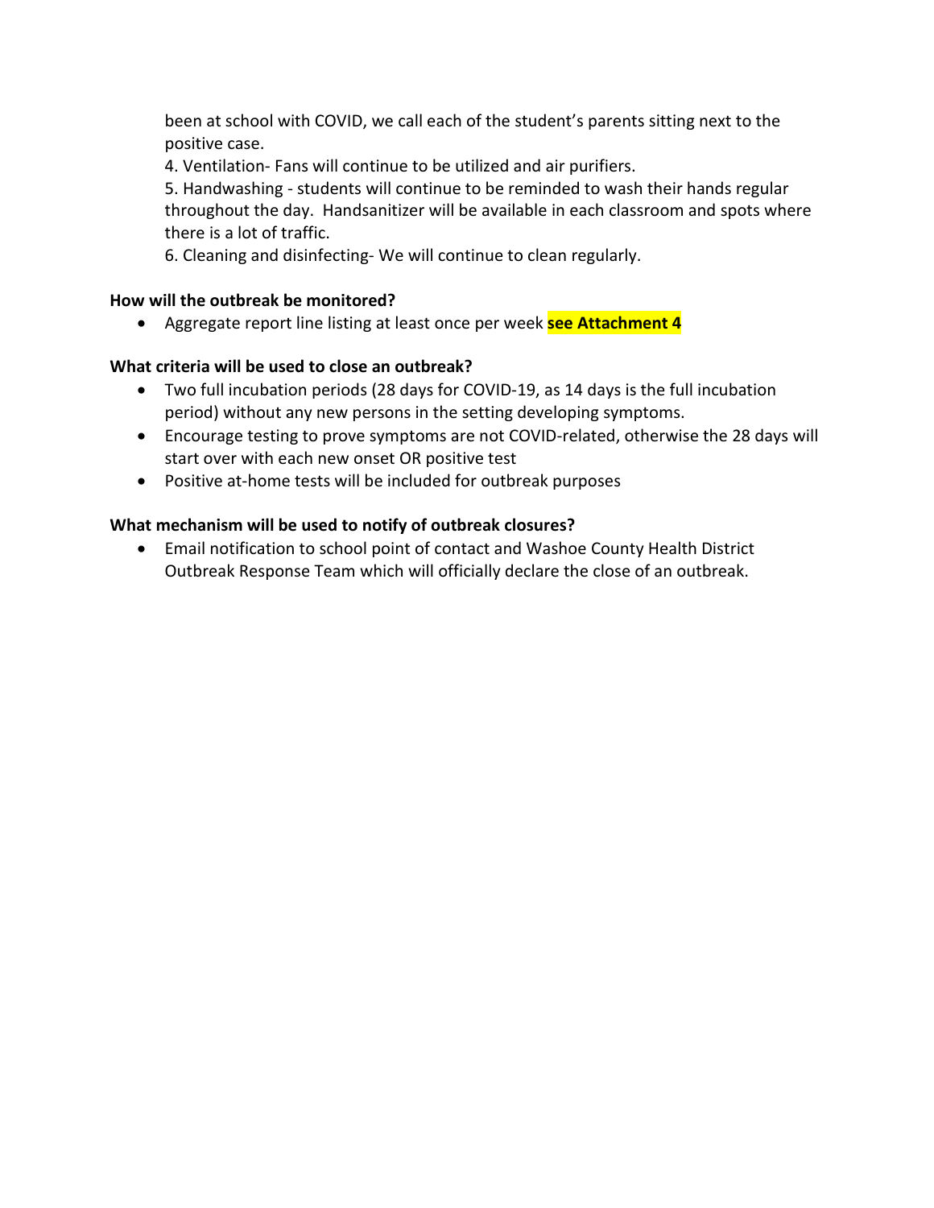been at school with COVID, we call each of the student's parents sitting next to the positive case.

4. Ventilation- Fans will continue to be utilized and air purifiers.

5. Handwashing - students will continue to be reminded to wash their hands regular throughout the day. Handsanitizer will be available in each classroom and spots where there is a lot of traffic.

6. Cleaning and disinfecting- We will continue to clean regularly.

**How will the outbreak be monitored?**

- Aggregate report line listing at least once per week **see Attachment 4**

**What criteria will be used to close an outbreak?**

- Two full incubation periods (28 days for COVID-19, as 14 days is the full incubation period) without any new persons in the setting developing symptoms.
- Encourage testing to prove symptoms are not COVID-related, otherwise the 28 days will start over with each new onset OR positive test
- Positive at-home tests will be included for outbreak purposes

**What mechanism will be used to notify of outbreak closures?**

- Email notification to school point of contact and Washoe County Health District Outbreak Response Team which will officially declare the close of an outbreak.